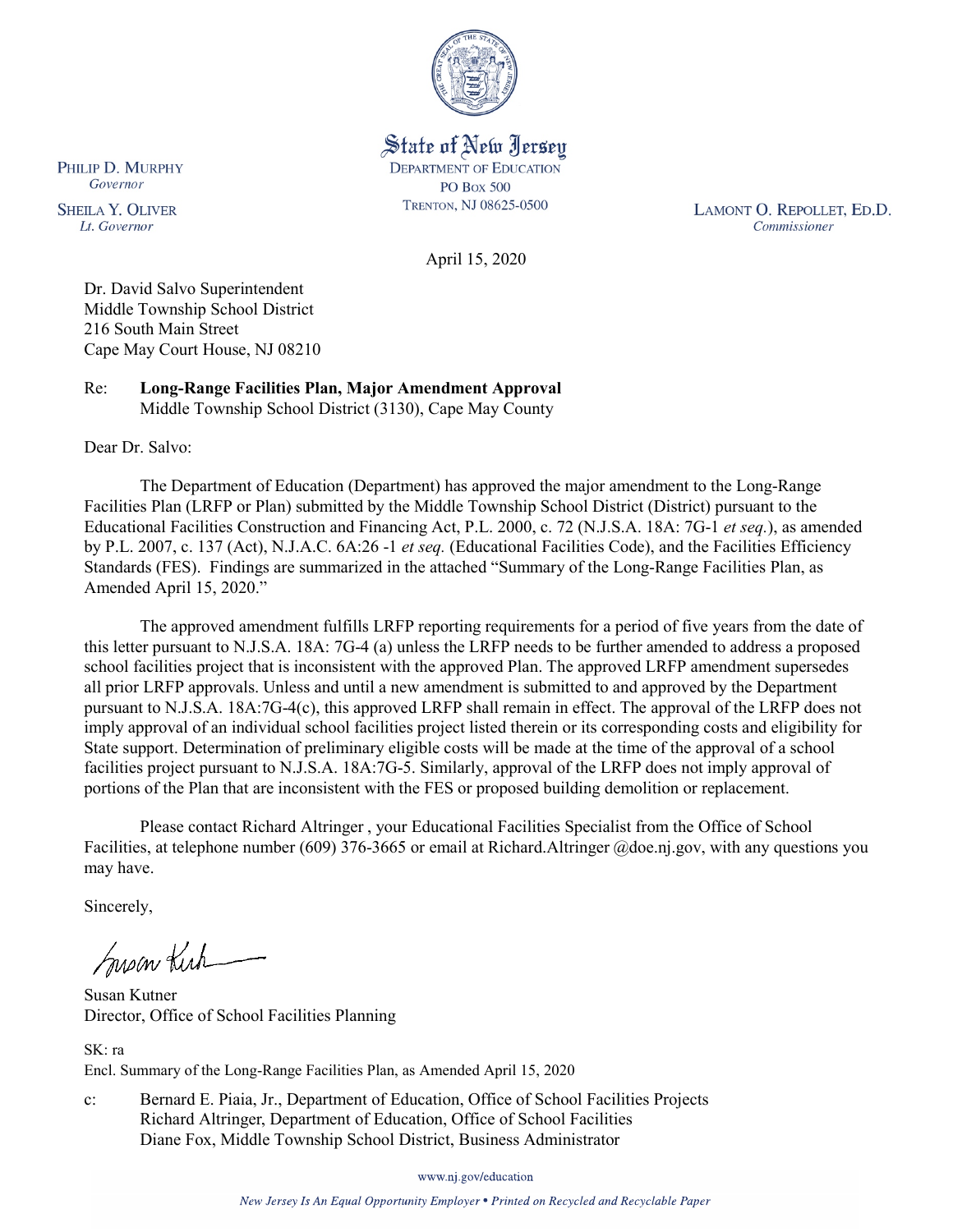State of New Jersey
DEPARTMENT OF EDUCATION
PO BOX 500
TRENTON, NJ 08625-0500

PHILIP D. MURPHY
*Governor*

SHEILA Y. OLIVER
*Lt. Governor*

LAMONT O. REPOLLET, ED.D.
*Commissioner*

April 15, 2020

Dr. David Salvo Superintendent
Middle Township School District
216 South Main Street
Cape May Court House, NJ 08210

Re: **Long-Range Facilities Plan, Major Amendment Approval**
Middle Township School District (3130), Cape May County

Dear Dr. Salvo:

The Department of Education (Department) has approved the major amendment to the Long-Range Facilities Plan (LRFP or Plan) submitted by the Middle Township School District (District) pursuant to the Educational Facilities Construction and Financing Act, P.L. 2000, c. 72 (N.J.S.A. 18A: 7G-1 *et seq.*), as amended by P.L. 2007, c. 137 (Act), N.J.A.C. 6A:26 -1 *et seq.* (Educational Facilities Code), and the Facilities Efficiency Standards (FES). Findings are summarized in the attached "Summary of the Long-Range Facilities Plan, as Amended April 15, 2020."

The approved amendment fulfills LRFP reporting requirements for a period of five years from the date of this letter pursuant to N.J.S.A. 18A: 7G-4 (a) unless the LRFP needs to be further amended to address a proposed school facilities project that is inconsistent with the approved Plan. The approved LRFP amendment supersedes all prior LRFP approvals. Unless and until a new amendment is submitted to and approved by the Department pursuant to N.J.S.A. 18A:7G-4(c), this approved LRFP shall remain in effect. The approval of the LRFP does not imply approval of an individual school facilities project listed therein or its corresponding costs and eligibility for State support. Determination of preliminary eligible costs will be made at the time of the approval of a school facilities project pursuant to N.J.S.A. 18A:7G-5. Similarly, approval of the LRFP does not imply approval of portions of the Plan that are inconsistent with the FES or proposed building demolition or replacement.

Please contact Richard Altringer , your Educational Facilities Specialist from the Office of School Facilities, at telephone number (609) 376-3665 or email at Richard.Altringer @doe.nj.gov, with any questions you may have.

Sincerely,

Susan Kutner
Director, Office of School Facilities Planning

SK: ra
Encl. Summary of the Long-Range Facilities Plan, as Amended April 15, 2020

c: Bernard E. Piaia, Jr., Department of Education, Office of School Facilities Projects
Richard Altringer, Department of Education, Office of School Facilities
Diane Fox, Middle Township School District, Business Administrator

www.nj.gov/education

*New Jersey Is An Equal Opportunity Employer • Printed on Recycled and Recyclable Paper*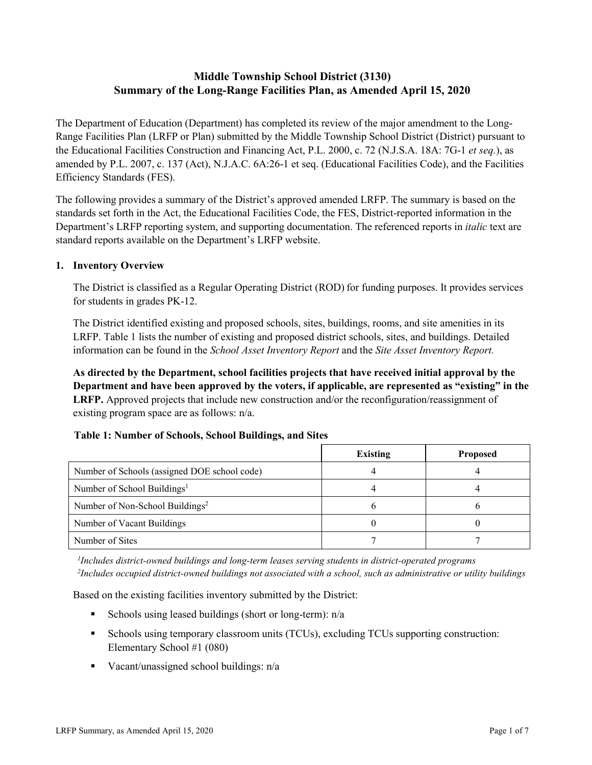# Middle Township School District (3130)
## Summary of the Long-Range Facilities Plan, as Amended April 15, 2020

The Department of Education (Department) has completed its review of the major amendment to the Long-Range Facilities Plan (LRFP or Plan) submitted by the Middle Township School District (District) pursuant to the Educational Facilities Construction and Financing Act, P.L. 2000, c. 72 (N.J.S.A. 18A: 7G-1 *et seq.*), as amended by P.L. 2007, c. 137 (Act), N.J.A.C. 6A:26-1 et seq. (Educational Facilities Code), and the Facilities Efficiency Standards (FES).

The following provides a summary of the District's approved amended LRFP. The summary is based on the standards set forth in the Act, the Educational Facilities Code, the FES, District-reported information in the Department's LRFP reporting system, and supporting documentation. The referenced reports in *italic* text are standard reports available on the Department's LRFP website.

### 1. Inventory Overview

The District is classified as a Regular Operating District (ROD) for funding purposes. It provides services for students in grades PK-12.

The District identified existing and proposed schools, sites, buildings, rooms, and site amenities in its LRFP. Table 1 lists the number of existing and proposed district schools, sites, and buildings. Detailed information can be found in the *School Asset Inventory Report* and the *Site Asset Inventory Report.*

**As directed by the Department, school facilities projects that have received initial approval by the Department and have been approved by the voters, if applicable, are represented as "existing" in the LRFP.** Approved projects that include new construction and/or the reconfiguration/reassignment of existing program space are as follows: n/a.

**Table 1: Number of Schools, School Buildings, and Sites**

| | Existing | Proposed |
|---|---|---|
| Number of Schools (assigned DOE school code) | 4 | 4 |
| Number of School Buildings[1] | 4 | 4 |
| Number of Non-School Buildings[2] | 6 | 6 |
| Number of Vacant Buildings | 0 | 0 |
| Number of Sites | 7 | 7 |

*[1]Includes district-owned buildings and long-term leases serving students in district-operated programs*
*[2]Includes occupied district-owned buildings not associated with a school, such as administrative or utility buildings*

Based on the existing facilities inventory submitted by the District:

- Schools using leased buildings (short or long-term): n/a
- Schools using temporary classroom units (TCUs), excluding TCUs supporting construction: Elementary School #1 (080)
- Vacant/unassigned school buildings: n/a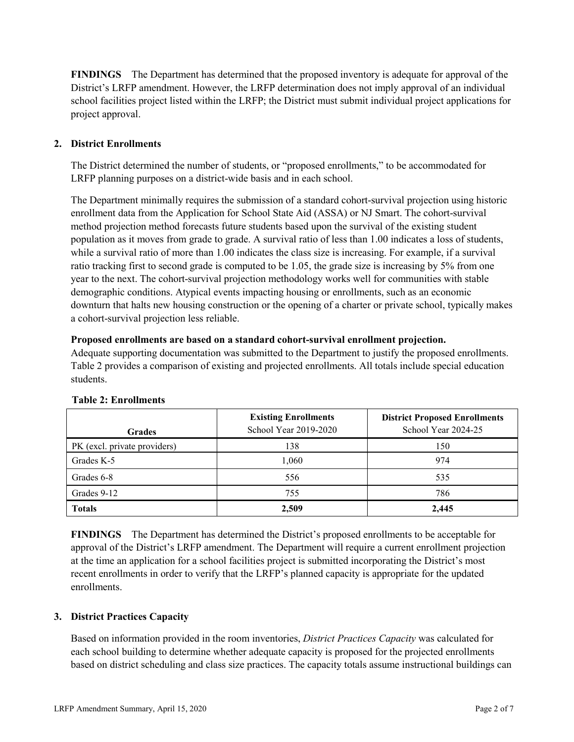**FINDINGS** The Department has determined that the proposed inventory is adequate for approval of the District's LRFP amendment. However, the LRFP determination does not imply approval of an individual school facilities project listed within the LRFP; the District must submit individual project applications for project approval.

## 2. District Enrollments

The District determined the number of students, or "proposed enrollments," to be accommodated for LRFP planning purposes on a district-wide basis and in each school.

The Department minimally requires the submission of a standard cohort-survival projection using historic enrollment data from the Application for School State Aid (ASSA) or NJ Smart. The cohort-survival method projection method forecasts future students based upon the survival of the existing student population as it moves from grade to grade. A survival ratio of less than 1.00 indicates a loss of students, while a survival ratio of more than 1.00 indicates the class size is increasing. For example, if a survival ratio tracking first to second grade is computed to be 1.05, the grade size is increasing by 5% from one year to the next. The cohort-survival projection methodology works well for communities with stable demographic conditions. Atypical events impacting housing or enrollments, such as an economic downturn that halts new housing construction or the opening of a charter or private school, typically makes a cohort-survival projection less reliable.

**Proposed enrollments are based on a standard cohort-survival enrollment projection.**
Adequate supporting documentation was submitted to the Department to justify the proposed enrollments. Table 2 provides a comparison of existing and projected enrollments. All totals include special education students.

**Table 2: Enrollments**

| Grades | Existing Enrollments School Year 2019-2020 | District Proposed Enrollments School Year 2024-25 |
|---|---|---|
| PK (excl. private providers) | 138 | 150 |
| Grades K-5 | 1,060 | 974 |
| Grades 6-8 | 556 | 535 |
| Grades 9-12 | 755 | 786 |
| **Totals** | **2,509** | **2,445** |

**FINDINGS** The Department has determined the District's proposed enrollments to be acceptable for approval of the District's LRFP amendment. The Department will require a current enrollment projection at the time an application for a school facilities project is submitted incorporating the District's most recent enrollments in order to verify that the LRFP's planned capacity is appropriate for the updated enrollments.

## 3. District Practices Capacity

Based on information provided in the room inventories, *District Practices Capacity* was calculated for each school building to determine whether adequate capacity is proposed for the projected enrollments based on district scheduling and class size practices. The capacity totals assume instructional buildings can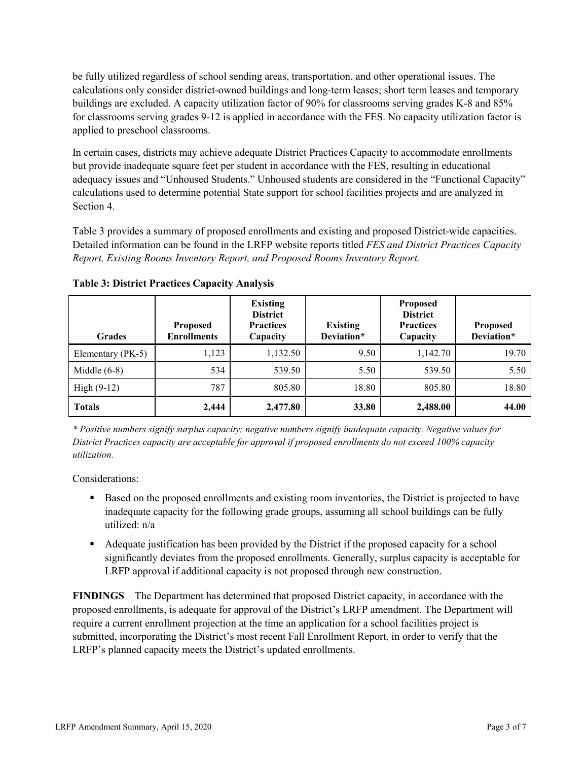be fully utilized regardless of school sending areas, transportation, and other operational issues. The calculations only consider district-owned buildings and long-term leases; short term leases and temporary buildings are excluded. A capacity utilization factor of 90% for classrooms serving grades K-8 and 85% for classrooms serving grades 9-12 is applied in accordance with the FES. No capacity utilization factor is applied to preschool classrooms.

In certain cases, districts may achieve adequate District Practices Capacity to accommodate enrollments but provide inadequate square feet per student in accordance with the FES, resulting in educational adequacy issues and "Unhoused Students." Unhoused students are considered in the "Functional Capacity" calculations used to determine potential State support for school facilities projects and are analyzed in Section 4.

Table 3 provides a summary of proposed enrollments and existing and proposed District-wide capacities. Detailed information can be found in the LRFP website reports titled *FES and District Practices Capacity Report, Existing Rooms Inventory Report, and Proposed Rooms Inventory Report.*

**Table 3: District Practices Capacity Analysis**

| Grades | Proposed Enrollments | Existing District Practices Capacity | Existing Deviation* | Proposed District Practices Capacity | Proposed Deviation* |
|---|---|---|---|---|---|
| Elementary (PK-5) | 1,123 | 1,132.50 | 9.50 | 1,142.70 | 19.70 |
| Middle (6-8) | 534 | 539.50 | 5.50 | 539.50 | 5.50 |
| High (9-12) | 787 | 805.80 | 18.80 | 805.80 | 18.80 |
| **Totals** | **2,444** | **2,477.80** | **33.80** | **2,488.00** | **44.00** |

*\* Positive numbers signify surplus capacity; negative numbers signify inadequate capacity. Negative values for District Practices capacity are acceptable for approval if proposed enrollments do not exceed 100% capacity utilization.*

Considerations:

- Based on the proposed enrollments and existing room inventories, the District is projected to have inadequate capacity for the following grade groups, assuming all school buildings can be fully utilized: n/a
- Adequate justification has been provided by the District if the proposed capacity for a school significantly deviates from the proposed enrollments. Generally, surplus capacity is acceptable for LRFP approval if additional capacity is not proposed through new construction.

**FINDINGS** The Department has determined that proposed District capacity, in accordance with the proposed enrollments, is adequate for approval of the District's LRFP amendment. The Department will require a current enrollment projection at the time an application for a school facilities project is submitted, incorporating the District's most recent Fall Enrollment Report, in order to verify that the LRFP's planned capacity meets the District's updated enrollments.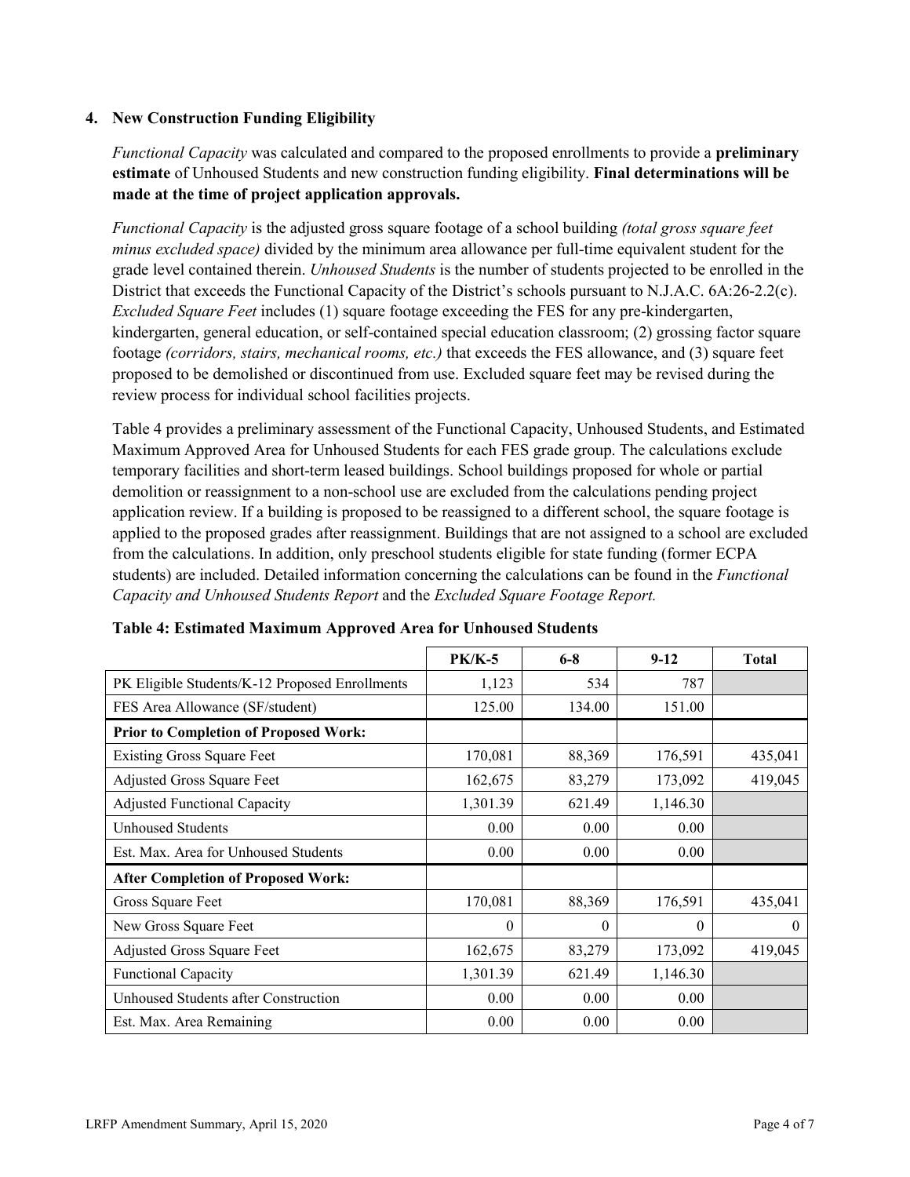## 4. New Construction Funding Eligibility

*Functional Capacity* was calculated and compared to the proposed enrollments to provide a **preliminary estimate** of Unhoused Students and new construction funding eligibility. **Final determinations will be made at the time of project application approvals.**

*Functional Capacity* is the adjusted gross square footage of a school building *(total gross square feet minus excluded space)* divided by the minimum area allowance per full-time equivalent student for the grade level contained therein. *Unhoused Students* is the number of students projected to be enrolled in the District that exceeds the Functional Capacity of the District's schools pursuant to N.J.A.C. 6A:26-2.2(c). *Excluded Square Feet* includes (1) square footage exceeding the FES for any pre-kindergarten, kindergarten, general education, or self-contained special education classroom; (2) grossing factor square footage *(corridors, stairs, mechanical rooms, etc.)* that exceeds the FES allowance, and (3) square feet proposed to be demolished or discontinued from use. Excluded square feet may be revised during the review process for individual school facilities projects.

Table 4 provides a preliminary assessment of the Functional Capacity, Unhoused Students, and Estimated Maximum Approved Area for Unhoused Students for each FES grade group. The calculations exclude temporary facilities and short-term leased buildings. School buildings proposed for whole or partial demolition or reassignment to a non-school use are excluded from the calculations pending project application review. If a building is proposed to be reassigned to a different school, the square footage is applied to the proposed grades after reassignment. Buildings that are not assigned to a school are excluded from the calculations. In addition, only preschool students eligible for state funding (former ECPA students) are included. Detailed information concerning the calculations can be found in the *Functional Capacity and Unhoused Students Report* and the *Excluded Square Footage Report.*

**Table 4: Estimated Maximum Approved Area for Unhoused Students**

| | PK/K-5 | 6-8 | 9-12 | Total |
|---|---|---|---|---|
| PK Eligible Students/K-12 Proposed Enrollments | 1,123 | 534 | 787 | |
| FES Area Allowance (SF/student) | 125.00 | 134.00 | 151.00 | |
| **Prior to Completion of Proposed Work:** | | | | |
| Existing Gross Square Feet | 170,081 | 88,369 | 176,591 | 435,041 |
| Adjusted Gross Square Feet | 162,675 | 83,279 | 173,092 | 419,045 |
| Adjusted Functional Capacity | 1,301.39 | 621.49 | 1,146.30 | |
| Unhoused Students | 0.00 | 0.00 | 0.00 | |
| Est. Max. Area for Unhoused Students | 0.00 | 0.00 | 0.00 | |
| **After Completion of Proposed Work:** | | | | |
| Gross Square Feet | 170,081 | 88,369 | 176,591 | 435,041 |
| New Gross Square Feet | 0 | 0 | 0 | 0 |
| Adjusted Gross Square Feet | 162,675 | 83,279 | 173,092 | 419,045 |
| Functional Capacity | 1,301.39 | 621.49 | 1,146.30 | |
| Unhoused Students after Construction | 0.00 | 0.00 | 0.00 | |
| Est. Max. Area Remaining | 0.00 | 0.00 | 0.00 | |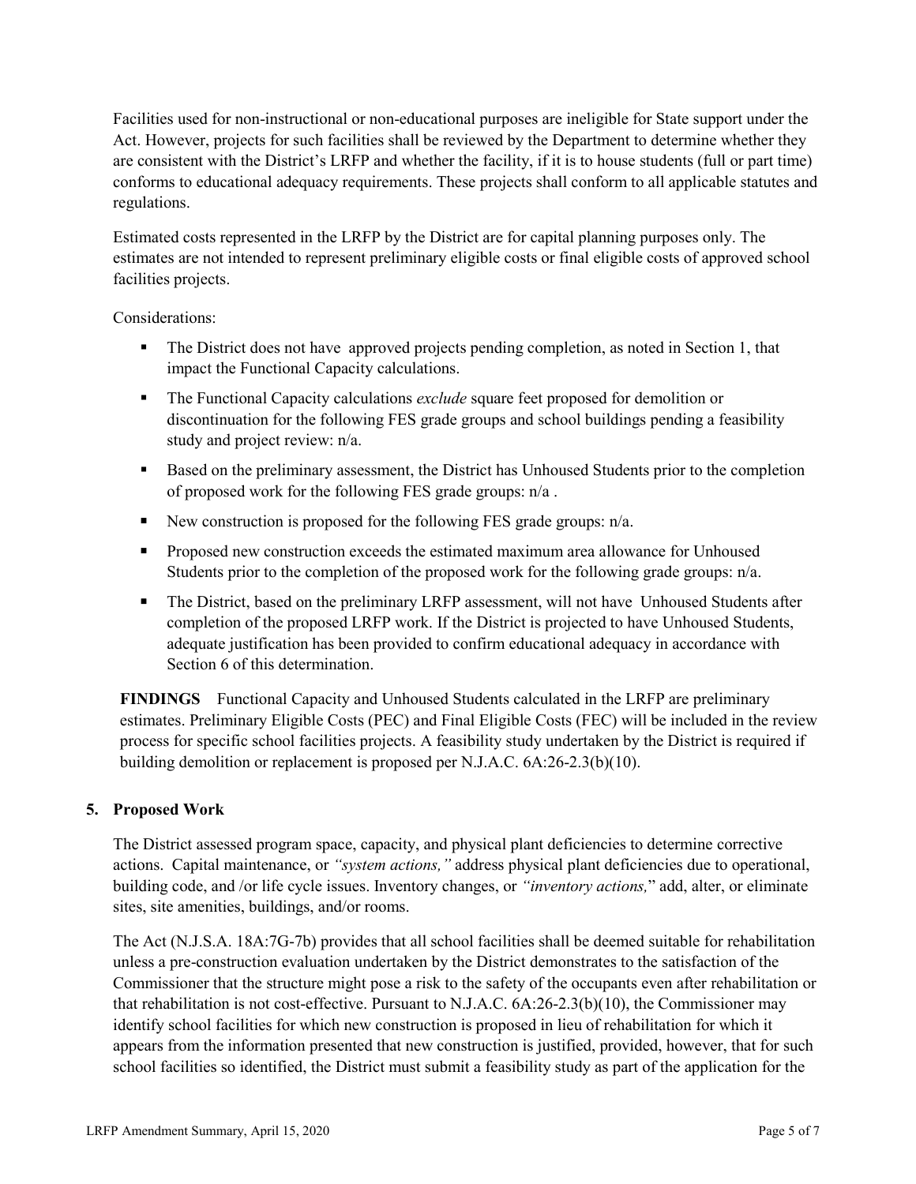Facilities used for non-instructional or non-educational purposes are ineligible for State support under the Act. However, projects for such facilities shall be reviewed by the Department to determine whether they are consistent with the District's LRFP and whether the facility, if it is to house students (full or part time) conforms to educational adequacy requirements. These projects shall conform to all applicable statutes and regulations.

Estimated costs represented in the LRFP by the District are for capital planning purposes only. The estimates are not intended to represent preliminary eligible costs or final eligible costs of approved school facilities projects.

Considerations:

- The District does not have approved projects pending completion, as noted in Section 1, that impact the Functional Capacity calculations.
- The Functional Capacity calculations *exclude* square feet proposed for demolition or discontinuation for the following FES grade groups and school buildings pending a feasibility study and project review: n/a.
- Based on the preliminary assessment, the District has Unhoused Students prior to the completion of proposed work for the following FES grade groups: n/a .
- New construction is proposed for the following FES grade groups: n/a.
- Proposed new construction exceeds the estimated maximum area allowance for Unhoused Students prior to the completion of the proposed work for the following grade groups: n/a.
- The District, based on the preliminary LRFP assessment, will not have Unhoused Students after completion of the proposed LRFP work. If the District is projected to have Unhoused Students, adequate justification has been provided to confirm educational adequacy in accordance with Section 6 of this determination.

**FINDINGS** Functional Capacity and Unhoused Students calculated in the LRFP are preliminary estimates. Preliminary Eligible Costs (PEC) and Final Eligible Costs (FEC) will be included in the review process for specific school facilities projects. A feasibility study undertaken by the District is required if building demolition or replacement is proposed per N.J.A.C. 6A:26-2.3(b)(10).

## 5. Proposed Work

The District assessed program space, capacity, and physical plant deficiencies to determine corrective actions. Capital maintenance, or *"system actions,"* address physical plant deficiencies due to operational, building code, and /or life cycle issues. Inventory changes, or *"inventory actions,"* add, alter, or eliminate sites, site amenities, buildings, and/or rooms.

The Act (N.J.S.A. 18A:7G-7b) provides that all school facilities shall be deemed suitable for rehabilitation unless a pre-construction evaluation undertaken by the District demonstrates to the satisfaction of the Commissioner that the structure might pose a risk to the safety of the occupants even after rehabilitation or that rehabilitation is not cost-effective. Pursuant to N.J.A.C. 6A:26-2.3(b)(10), the Commissioner may identify school facilities for which new construction is proposed in lieu of rehabilitation for which it appears from the information presented that new construction is justified, provided, however, that for such school facilities so identified, the District must submit a feasibility study as part of the application for the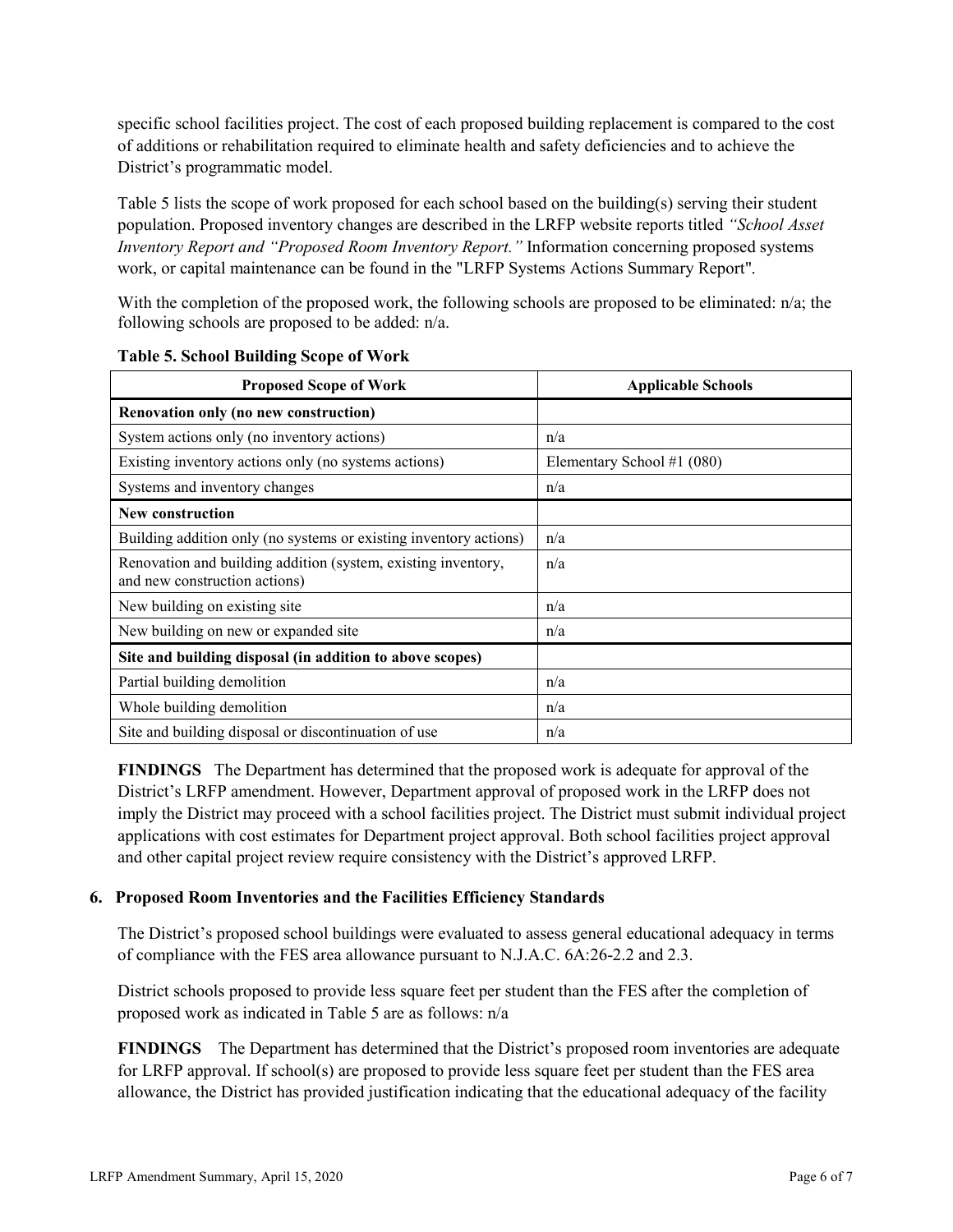specific school facilities project. The cost of each proposed building replacement is compared to the cost of additions or rehabilitation required to eliminate health and safety deficiencies and to achieve the District's programmatic model.

Table 5 lists the scope of work proposed for each school based on the building(s) serving their student population. Proposed inventory changes are described in the LRFP website reports titled *"School Asset Inventory Report and "Proposed Room Inventory Report."* Information concerning proposed systems work, or capital maintenance can be found in the "LRFP Systems Actions Summary Report".

With the completion of the proposed work, the following schools are proposed to be eliminated: n/a; the following schools are proposed to be added: n/a.

**Table 5. School Building Scope of Work**

| Proposed Scope of Work | Applicable Schools |
|---|---|
| **Renovation only (no new construction)** | |
| System actions only (no inventory actions) | n/a |
| Existing inventory actions only (no systems actions) | Elementary School #1 (080) |
| Systems and inventory changes | n/a |
| **New construction** | |
| Building addition only (no systems or existing inventory actions) | n/a |
| Renovation and building addition (system, existing inventory, and new construction actions) | n/a |
| New building on existing site | n/a |
| New building on new or expanded site | n/a |
| **Site and building disposal (in addition to above scopes)** | |
| Partial building demolition | n/a |
| Whole building demolition | n/a |
| Site and building disposal or discontinuation of use | n/a |

**FINDINGS** The Department has determined that the proposed work is adequate for approval of the District's LRFP amendment. However, Department approval of proposed work in the LRFP does not imply the District may proceed with a school facilities project. The District must submit individual project applications with cost estimates for Department project approval. Both school facilities project approval and other capital project review require consistency with the District's approved LRFP.

### 6. Proposed Room Inventories and the Facilities Efficiency Standards

The District's proposed school buildings were evaluated to assess general educational adequacy in terms of compliance with the FES area allowance pursuant to N.J.A.C. 6A:26-2.2 and 2.3.

District schools proposed to provide less square feet per student than the FES after the completion of proposed work as indicated in Table 5 are as follows: n/a

**FINDINGS** The Department has determined that the District's proposed room inventories are adequate for LRFP approval. If school(s) are proposed to provide less square feet per student than the FES area allowance, the District has provided justification indicating that the educational adequacy of the facility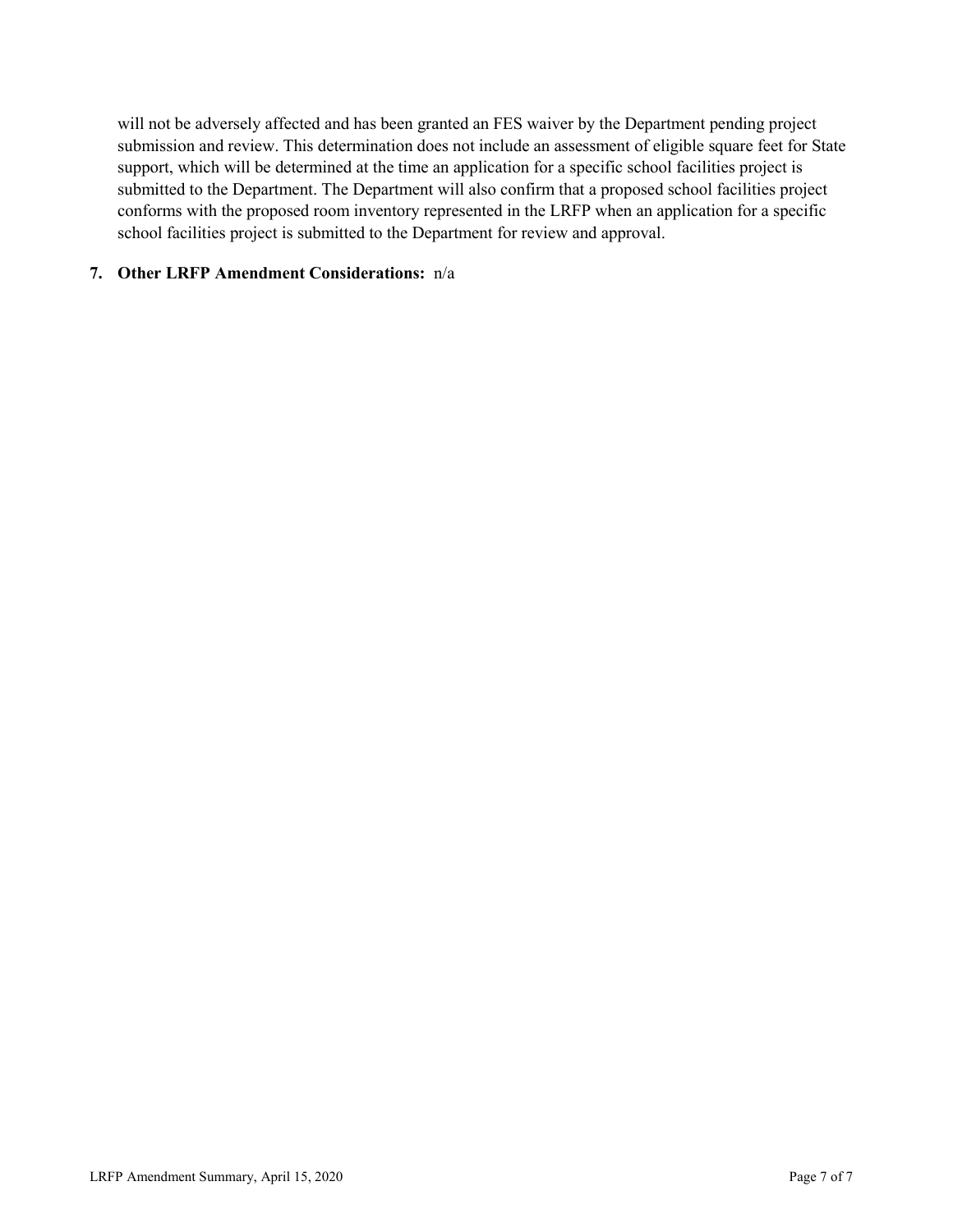will not be adversely affected and has been granted an FES waiver by the Department pending project submission and review. This determination does not include an assessment of eligible square feet for State support, which will be determined at the time an application for a specific school facilities project is submitted to the Department. The Department will also confirm that a proposed school facilities project conforms with the proposed room inventory represented in the LRFP when an application for a specific school facilities project is submitted to the Department for review and approval.

7. **Other LRFP Amendment Considerations:** n/a